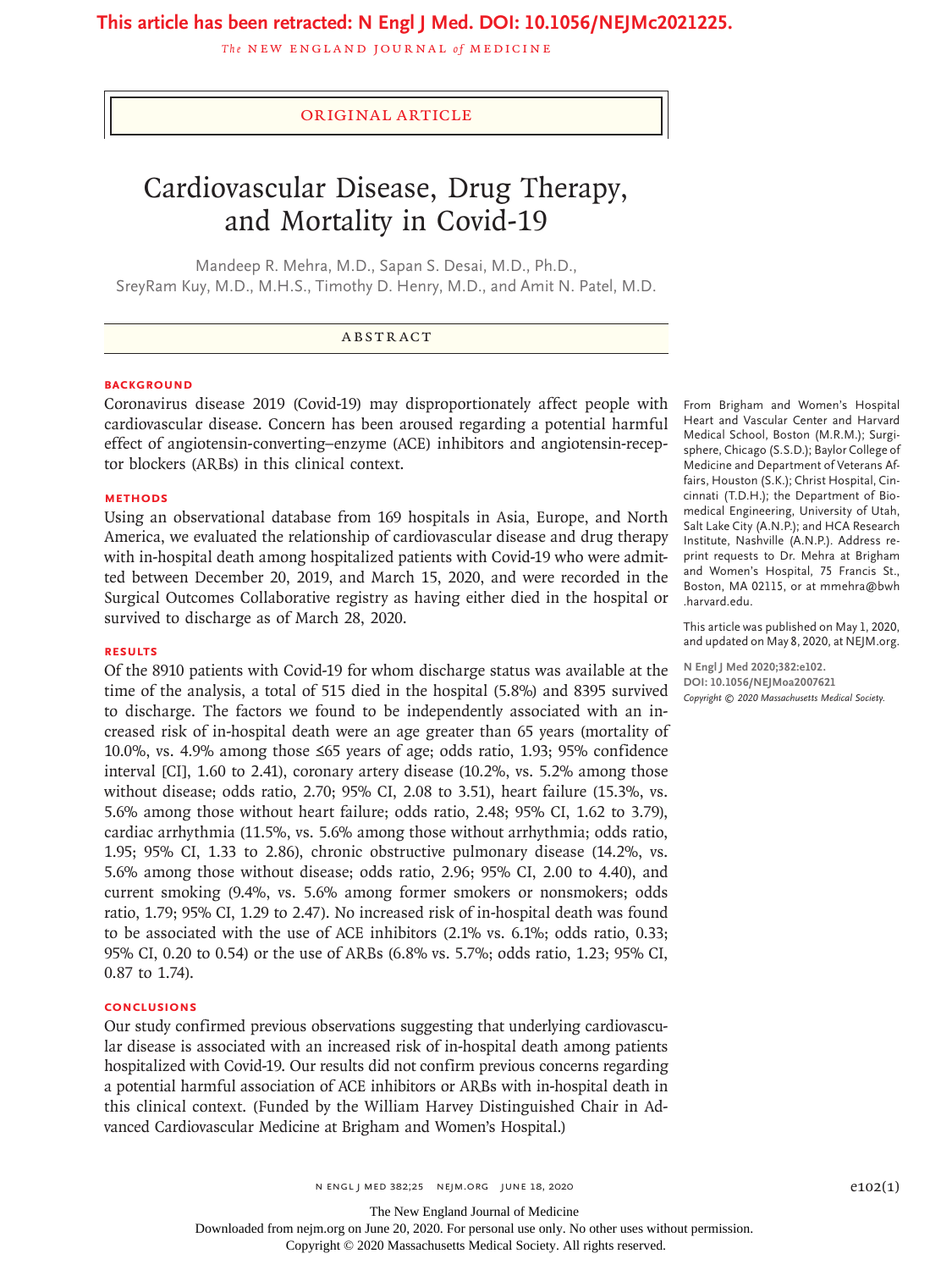**This article has been retracted: N Engl J Med. DOI: 10.1056/NEJMc2021225.**

ORIGINAL ARTICLE

# Cardiovascular Disease, Drug Therapy, and Mortality in Covid-19

Mandeep R. Mehra, M.D., Sapan S. Desai, M.D., Ph.D., SreyRam Kuy, M.D., M.H.S., Timothy D. Henry, M.D., and Amit N. Patel, M.D.

## ABSTRACT

### BACKGROUND

Coronavirus disease 2019 (Covid-19) may disproportionately affect people with cardiovascular disease. Concern has been aroused regarding a potential harmful effect of angiotensin-converting–enzyme (ACE) inhibitors and angiotensin-receptor blockers (ARBs) in this clinical context.

### METHODS

Using an observational database from 169 hospitals in Asia, Europe, and North America, we evaluated the relationship of cardiovascular disease and drug therapy with in-hospital death among hospitalized patients with Covid-19 who were admitted between December 20, 2019, and March 15, 2020, and were recorded in the Surgical Outcomes Collaborative registry as having either died in the hospital or survived to discharge as of March 28, 2020.

### RESULTS

Of the 8910 patients with Covid-19 for whom discharge status was available at the time of the analysis, a total of 515 died in the hospital (5.8%) and 8395 survived to discharge. The factors we found to be independently associated with an increased risk of in-hospital death were an age greater than 65 years (mortality of 10.0%, vs. 4.9% among those ≤65 years of age; odds ratio, 1.93; 95% confidence interval [CI], 1.60 to 2.41), coronary artery disease (10.2%, vs. 5.2% among those without disease; odds ratio, 2.70; 95% CI, 2.08 to 3.51), heart failure (15.3%, vs. 5.6% among those without heart failure; odds ratio, 2.48; 95% CI, 1.62 to 3.79), cardiac arrhythmia (11.5%, vs. 5.6% among those without arrhythmia; odds ratio, 1.95; 95% CI, 1.33 to 2.86), chronic obstructive pulmonary disease (14.2%, vs. 5.6% among those without disease; odds ratio, 2.96; 95% CI, 2.00 to 4.40), and current smoking (9.4%, vs. 5.6% among former smokers or nonsmokers; odds ratio, 1.79; 95% CI, 1.29 to 2.47). No increased risk of in-hospital death was found to be associated with the use of ACE inhibitors (2.1% vs. 6.1%; odds ratio, 0.33; 95% CI, 0.20 to 0.54) or the use of ARBs (6.8% vs. 5.7%; odds ratio, 1.23; 95% CI, 0.87 to 1.74).

### CONCLUSIONS

Our study confirmed previous observations suggesting that underlying cardiovascular disease is associated with an increased risk of in-hospital death among patients hospitalized with Covid-19. Our results did not confirm previous concerns regarding a potential harmful association of ACE inhibitors or ARBs with in-hospital death in this clinical context. (Funded by the William Harvey Distinguished Chair in Advanced Cardiovascular Medicine at Brigham and Women's Hospital.)

From Brigham and Women's Hospital Heart and Vascular Center and Harvard Medical School, Boston (M.R.M.); Surgisphere, Chicago (S.S.D.); Baylor College of Medicine and Department of Veterans Affairs, Houston (S.K.); Christ Hospital, Cincinnati (T.D.H.); the Department of Biomedical Engineering, University of Utah, Salt Lake City (A.N.P.); and HCA Research Institute, Nashville (A.N.P.). Address reprint requests to Dr. Mehra at Brigham and Women's Hospital, 75 Francis St., Boston, MA 02115, or at mmehra@bwh.harvard.edu.

This article was published on May 1, 2020, and updated on May 8, 2020, at NEJM.org.

**N Engl J Med 2020;382:e102.**
**DOI: 10.1056/NEJMoa2007621**
*Copyright © 2020 Massachusetts Medical Society.*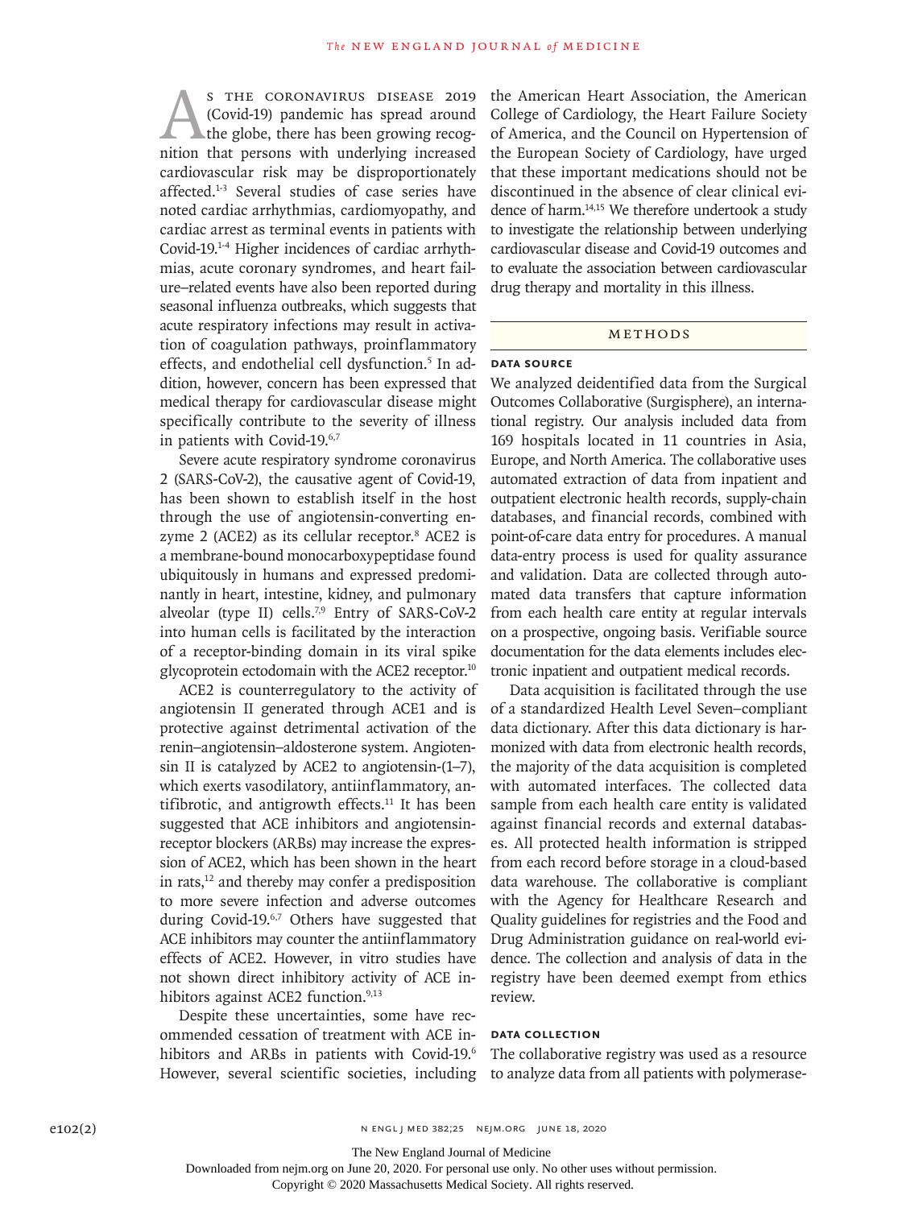As the coronavirus disease 2019 (Covid-19) pandemic has spread around the globe, there has been growing recognition that persons with underlying increased cardiovascular risk may be disproportionately affected.[1-3] Several studies of case series have noted cardiac arrhythmias, cardiomyopathy, and cardiac arrest as terminal events in patients with Covid-19.[1-4] Higher incidences of cardiac arrhythmias, acute coronary syndromes, and heart failure–related events have also been reported during seasonal influenza outbreaks, which suggests that acute respiratory infections may result in activation of coagulation pathways, proinflammatory effects, and endothelial cell dysfunction.[5] In addition, however, concern has been expressed that medical therapy for cardiovascular disease might specifically contribute to the severity of illness in patients with Covid-19.[6,7]

Severe acute respiratory syndrome coronavirus 2 (SARS-CoV-2), the causative agent of Covid-19, has been shown to establish itself in the host through the use of angiotensin-converting enzyme 2 (ACE2) as its cellular receptor.[8] ACE2 is a membrane-bound monocarboxypeptidase found ubiquitously in humans and expressed predominantly in heart, intestine, kidney, and pulmonary alveolar (type II) cells.[7,9] Entry of SARS-CoV-2 into human cells is facilitated by the interaction of a receptor-binding domain in its viral spike glycoprotein ectodomain with the ACE2 receptor.[10]

ACE2 is counterregulatory to the activity of angiotensin II generated through ACE1 and is protective against detrimental activation of the renin–angiotensin–aldosterone system. Angiotensin II is catalyzed by ACE2 to angiotensin-(1–7), which exerts vasodilatory, antiinflammatory, antifibrotic, and antigrowth effects.[11] It has been suggested that ACE inhibitors and angiotensin-receptor blockers (ARBs) may increase the expression of ACE2, which has been shown in the heart in rats,[12] and thereby may confer a predisposition to more severe infection and adverse outcomes during Covid-19.[6,7] Others have suggested that ACE inhibitors may counter the antiinflammatory effects of ACE2. However, in vitro studies have not shown direct inhibitory activity of ACE inhibitors against ACE2 function.[9,13]

Despite these uncertainties, some have recommended cessation of treatment with ACE inhibitors and ARBs in patients with Covid-19.[6] However, several scientific societies, including the American Heart Association, the American College of Cardiology, the Heart Failure Society of America, and the Council on Hypertension of the European Society of Cardiology, have urged that these important medications should not be discontinued in the absence of clear clinical evidence of harm.[14,15] We therefore undertook a study to investigate the relationship between underlying cardiovascular disease and Covid-19 outcomes and to evaluate the association between cardiovascular drug therapy and mortality in this illness.

## Methods

### Data Source

We analyzed deidentified data from the Surgical Outcomes Collaborative (Surgisphere), an international registry. Our analysis included data from 169 hospitals located in 11 countries in Asia, Europe, and North America. The collaborative uses automated extraction of data from inpatient and outpatient electronic health records, supply-chain databases, and financial records, combined with point-of-care data entry for procedures. A manual data-entry process is used for quality assurance and validation. Data are collected through automated data transfers that capture information from each health care entity at regular intervals on a prospective, ongoing basis. Verifiable source documentation for the data elements includes electronic inpatient and outpatient medical records.

Data acquisition is facilitated through the use of a standardized Health Level Seven–compliant data dictionary. After this data dictionary is harmonized with data from electronic health records, the majority of the data acquisition is completed with automated interfaces. The collected data sample from each health care entity is validated against financial records and external databases. All protected health information is stripped from each record before storage in a cloud-based data warehouse. The collaborative is compliant with the Agency for Healthcare Research and Quality guidelines for registries and the Food and Drug Administration guidance on real-world evidence. The collection and analysis of data in the registry have been deemed exempt from ethics review.

### Data Collection

The collaborative registry was used as a resource to analyze data from all patients with polymerase-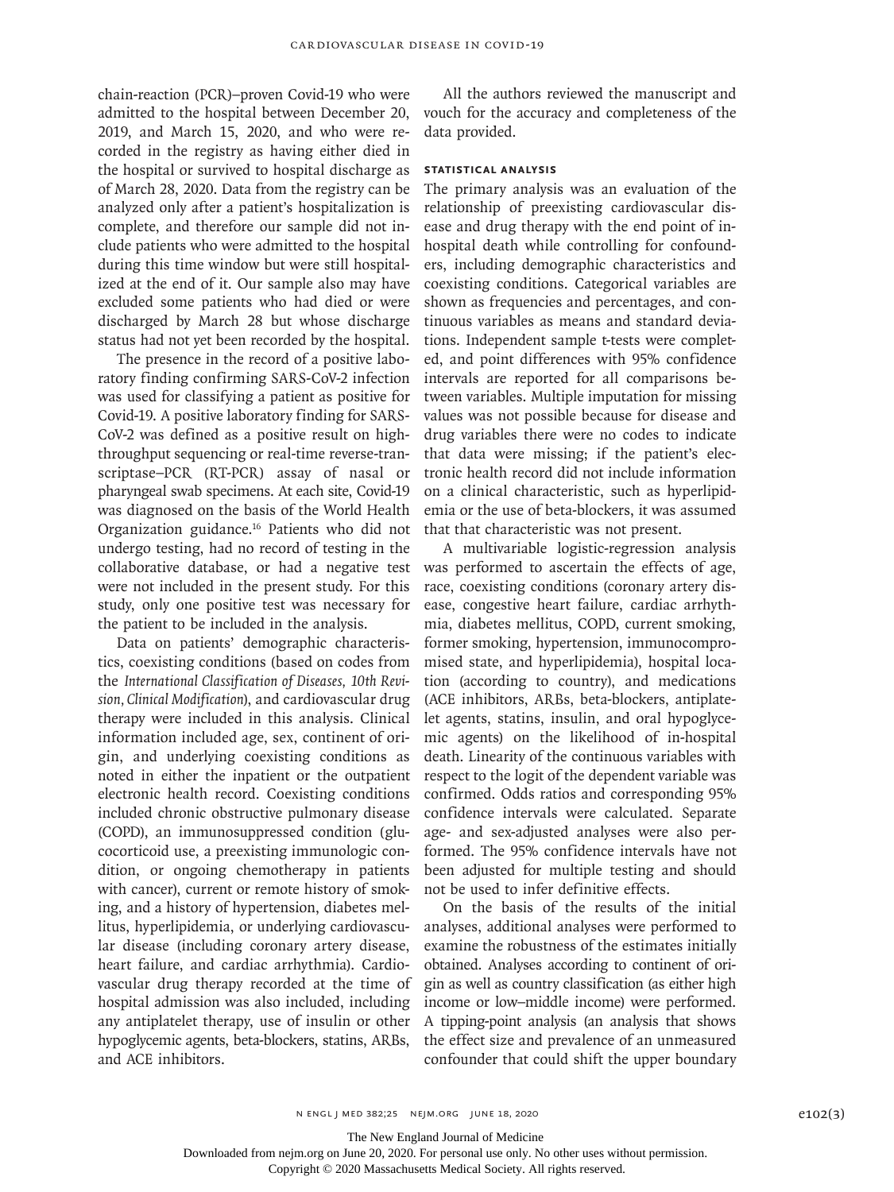chain-reaction (PCR)–proven Covid-19 who were admitted to the hospital between December 20, 2019, and March 15, 2020, and who were recorded in the registry as having either died in the hospital or survived to hospital discharge as of March 28, 2020. Data from the registry can be analyzed only after a patient's hospitalization is complete, and therefore our sample did not include patients who were admitted to the hospital during this time window but were still hospitalized at the end of it. Our sample also may have excluded some patients who had died or were discharged by March 28 but whose discharge status had not yet been recorded by the hospital.

The presence in the record of a positive laboratory finding confirming SARS-CoV-2 infection was used for classifying a patient as positive for Covid-19. A positive laboratory finding for SARS-CoV-2 was defined as a positive result on high-throughput sequencing or real-time reverse-transcriptase–PCR (RT-PCR) assay of nasal or pharyngeal swab specimens. At each site, Covid-19 was diagnosed on the basis of the World Health Organization guidance.[16] Patients who did not undergo testing, had no record of testing in the collaborative database, or had a negative test were not included in the present study. For this study, only one positive test was necessary for the patient to be included in the analysis.

Data on patients' demographic characteristics, coexisting conditions (based on codes from the *International Classification of Diseases, 10th Revision, Clinical Modification*), and cardiovascular drug therapy were included in this analysis. Clinical information included age, sex, continent of origin, and underlying coexisting conditions as noted in either the inpatient or the outpatient electronic health record. Coexisting conditions included chronic obstructive pulmonary disease (COPD), an immunosuppressed condition (glucocorticoid use, a preexisting immunologic condition, or ongoing chemotherapy in patients with cancer), current or remote history of smoking, and a history of hypertension, diabetes mellitus, hyperlipidemia, or underlying cardiovascular disease (including coronary artery disease, heart failure, and cardiac arrhythmia). Cardiovascular drug therapy recorded at the time of hospital admission was also included, including any antiplatelet therapy, use of insulin or other hypoglycemic agents, beta-blockers, statins, ARBs, and ACE inhibitors.

All the authors reviewed the manuscript and vouch for the accuracy and completeness of the data provided.

### STATISTICAL ANALYSIS

The primary analysis was an evaluation of the relationship of preexisting cardiovascular disease and drug therapy with the end point of in-hospital death while controlling for confounders, including demographic characteristics and coexisting conditions. Categorical variables are shown as frequencies and percentages, and continuous variables as means and standard deviations. Independent sample t-tests were completed, and point differences with 95% confidence intervals are reported for all comparisons between variables. Multiple imputation for missing values was not possible because for disease and drug variables there were no codes to indicate that data were missing; if the patient's electronic health record did not include information on a clinical characteristic, such as hyperlipidemia or the use of beta-blockers, it was assumed that that characteristic was not present.

A multivariable logistic-regression analysis was performed to ascertain the effects of age, race, coexisting conditions (coronary artery disease, congestive heart failure, cardiac arrhythmia, diabetes mellitus, COPD, current smoking, former smoking, hypertension, immunocompromised state, and hyperlipidemia), hospital location (according to country), and medications (ACE inhibitors, ARBs, beta-blockers, antiplatelet agents, statins, insulin, and oral hypoglycemic agents) on the likelihood of in-hospital death. Linearity of the continuous variables with respect to the logit of the dependent variable was confirmed. Odds ratios and corresponding 95% confidence intervals were calculated. Separate age- and sex-adjusted analyses were also performed. The 95% confidence intervals have not been adjusted for multiple testing and should not be used to infer definitive effects.

On the basis of the results of the initial analyses, additional analyses were performed to examine the robustness of the estimates initially obtained. Analyses according to continent of origin as well as country classification (as either high income or low–middle income) were performed. A tipping-point analysis (an analysis that shows the effect size and prevalence of an unmeasured confounder that could shift the upper boundary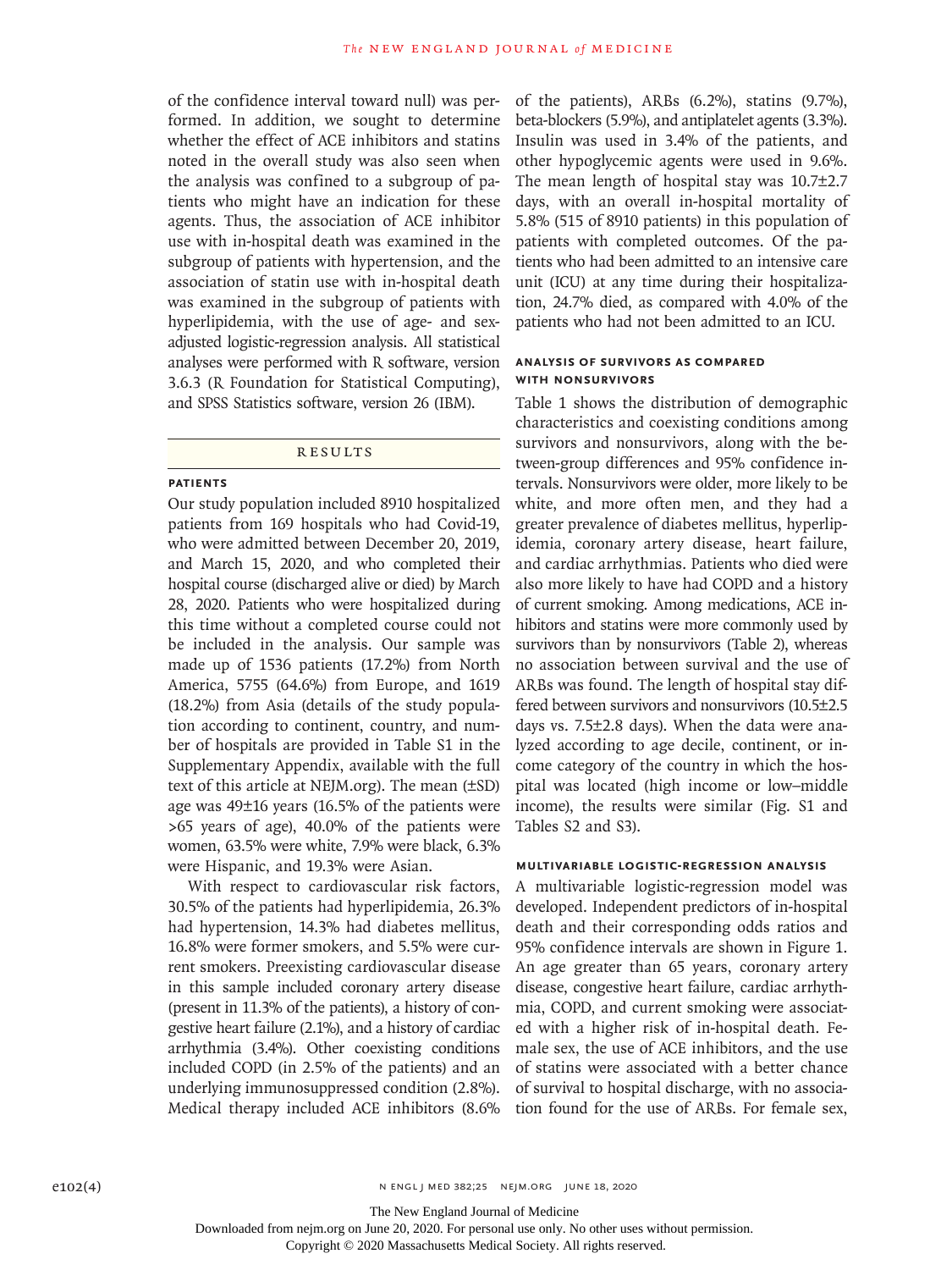of the confidence interval toward null) was performed. In addition, we sought to determine whether the effect of ACE inhibitors and statins noted in the overall study was also seen when the analysis was confined to a subgroup of patients who might have an indication for these agents. Thus, the association of ACE inhibitor use with in-hospital death was examined in the subgroup of patients with hypertension, and the association of statin use with in-hospital death was examined in the subgroup of patients with hyperlipidemia, with the use of age- and sex-adjusted logistic-regression analysis. All statistical analyses were performed with R software, version 3.6.3 (R Foundation for Statistical Computing), and SPSS Statistics software, version 26 (IBM).

## Results

### Patients

Our study population included 8910 hospitalized patients from 169 hospitals who had Covid-19, who were admitted between December 20, 2019, and March 15, 2020, and who completed their hospital course (discharged alive or died) by March 28, 2020. Patients who were hospitalized during this time without a completed course could not be included in the analysis. Our sample was made up of 1536 patients (17.2%) from North America, 5755 (64.6%) from Europe, and 1619 (18.2%) from Asia (details of the study population according to continent, country, and number of hospitals are provided in Table S1 in the Supplementary Appendix, available with the full text of this article at NEJM.org). The mean (±SD) age was 49±16 years (16.5% of the patients were >65 years of age), 40.0% of the patients were women, 63.5% were white, 7.9% were black, 6.3% were Hispanic, and 19.3% were Asian.

With respect to cardiovascular risk factors, 30.5% of the patients had hyperlipidemia, 26.3% had hypertension, 14.3% had diabetes mellitus, 16.8% were former smokers, and 5.5% were current smokers. Preexisting cardiovascular disease in this sample included coronary artery disease (present in 11.3% of the patients), a history of congestive heart failure (2.1%), and a history of cardiac arrhythmia (3.4%). Other coexisting conditions included COPD (in 2.5% of the patients) and an underlying immunosuppressed condition (2.8%). Medical therapy included ACE inhibitors (8.6% of the patients), ARBs (6.2%), statins (9.7%), beta-blockers (5.9%), and antiplatelet agents (3.3%). Insulin was used in 3.4% of the patients, and other hypoglycemic agents were used in 9.6%. The mean length of hospital stay was 10.7±2.7 days, with an overall in-hospital mortality of 5.8% (515 of 8910 patients) in this population of patients with completed outcomes. Of the patients who had been admitted to an intensive care unit (ICU) at any time during their hospitalization, 24.7% died, as compared with 4.0% of the patients who had not been admitted to an ICU.

### Analysis of Survivors as Compared with Nonsurvivors

Table 1 shows the distribution of demographic characteristics and coexisting conditions among survivors and nonsurvivors, along with the between-group differences and 95% confidence intervals. Nonsurvivors were older, more likely to be white, and more often men, and they had a greater prevalence of diabetes mellitus, hyperlipidemia, coronary artery disease, heart failure, and cardiac arrhythmias. Patients who died were also more likely to have had COPD and a history of current smoking. Among medications, ACE inhibitors and statins were more commonly used by survivors than by nonsurvivors (Table 2), whereas no association between survival and the use of ARBs was found. The length of hospital stay differed between survivors and nonsurvivors (10.5±2.5 days vs. 7.5±2.8 days). When the data were analyzed according to age decile, continent, or income category of the country in which the hospital was located (high income or low–middle income), the results were similar (Fig. S1 and Tables S2 and S3).

### Multivariable Logistic-Regression Analysis

A multivariable logistic-regression model was developed. Independent predictors of in-hospital death and their corresponding odds ratios and 95% confidence intervals are shown in Figure 1. An age greater than 65 years, coronary artery disease, congestive heart failure, cardiac arrhythmia, COPD, and current smoking were associated with a higher risk of in-hospital death. Female sex, the use of ACE inhibitors, and the use of statins were associated with a better chance of survival to hospital discharge, with no association found for the use of ARBs. For female sex,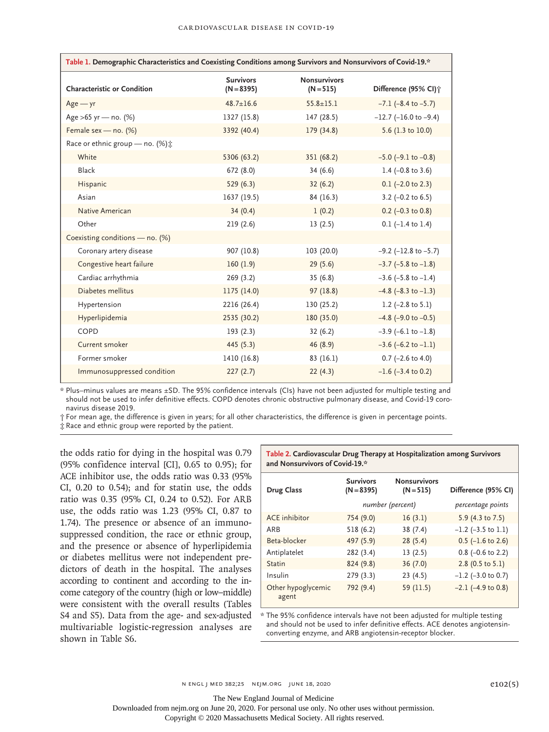**Table 1. Demographic Characteristics and Coexisting Conditions among Survivors and Nonsurvivors of Covid-19.***

| Characteristic or Condition | Survivors (N=8395) | Nonsurvivors (N=515) | Difference (95% CI)† |
|---|---|---|---|
| Age — yr | 48.7±16.6 | 55.8±15.1 | −7.1 (−8.4 to −5.7) |
| Age >65 yr — no. (%) | 1327 (15.8) | 147 (28.5) | −12.7 (−16.0 to −9.4) |
| Female sex — no. (%) | 3392 (40.4) | 179 (34.8) | 5.6 (1.3 to 10.0) |
| Race or ethnic group — no. (%)‡ | | | |
| White | 5306 (63.2) | 351 (68.2) | −5.0 (−9.1 to −0.8) |
| Black | 672 (8.0) | 34 (6.6) | 1.4 (−0.8 to 3.6) |
| Hispanic | 529 (6.3) | 32 (6.2) | 0.1 (−2.0 to 2.3) |
| Asian | 1637 (19.5) | 84 (16.3) | 3.2 (−0.2 to 6.5) |
| Native American | 34 (0.4) | 1 (0.2) | 0.2 (−0.3 to 0.8) |
| Other | 219 (2.6) | 13 (2.5) | 0.1 (−1.4 to 1.4) |
| Coexisting conditions — no. (%) | | | |
| Coronary artery disease | 907 (10.8) | 103 (20.0) | −9.2 (−12.8 to −5.7) |
| Congestive heart failure | 160 (1.9) | 29 (5.6) | −3.7 (−5.8 to −1.8) |
| Cardiac arrhythmia | 269 (3.2) | 35 (6.8) | −3.6 (−5.8 to −1.4) |
| Diabetes mellitus | 1175 (14.0) | 97 (18.8) | −4.8 (−8.3 to −1.3) |
| Hypertension | 2216 (26.4) | 130 (25.2) | 1.2 (−2.8 to 5.1) |
| Hyperlipidemia | 2535 (30.2) | 180 (35.0) | −4.8 (−9.0 to −0.5) |
| COPD | 193 (2.3) | 32 (6.2) | −3.9 (−6.1 to −1.8) |
| Current smoker | 445 (5.3) | 46 (8.9) | −3.6 (−6.2 to −1.1) |
| Former smoker | 1410 (16.8) | 83 (16.1) | 0.7 (−2.6 to 4.0) |
| Immunosuppressed condition | 227 (2.7) | 22 (4.3) | −1.6 (−3.4 to 0.2) |

* Plus–minus values are means ±SD. The 95% confidence intervals (CIs) have not been adjusted for multiple testing and should not be used to infer definitive effects. COPD denotes chronic obstructive pulmonary disease, and Covid-19 coronavirus disease 2019.

† For mean age, the difference is given in years; for all other characteristics, the difference is given in percentage points.

‡ Race and ethnic group were reported by the patient.

the odds ratio for dying in the hospital was 0.79 (95% confidence interval [CI], 0.65 to 0.95); for ACE inhibitor use, the odds ratio was 0.33 (95% CI, 0.20 to 0.54); and for statin use, the odds ratio was 0.35 (95% CI, 0.24 to 0.52). For ARB use, the odds ratio was 1.23 (95% CI, 0.87 to 1.74). The presence or absence of an immunosuppressed condition, the race or ethnic group, and the presence or absence of hyperlipidemia or diabetes mellitus were not independent predictors of death in the hospital. The analyses according to continent and according to the income category of the country (high or low–middle) were consistent with the overall results (Tables S4 and S5). Data from the age- and sex-adjusted multivariable logistic-regression analyses are shown in Table S6.

**Table 2. Cardiovascular Drug Therapy at Hospitalization among Survivors and Nonsurvivors of Covid-19.***

| Drug Class | Survivors (N=8395) | Nonsurvivors (N=515) | Difference (95% CI) |
|---|---|---|---|
| | *number (percent)* | | *percentage points* |
| ACE inhibitor | 754 (9.0) | 16 (3.1) | 5.9 (4.3 to 7.5) |
| ARB | 518 (6.2) | 38 (7.4) | −1.2 (−3.5 to 1.1) |
| Beta-blocker | 497 (5.9) | 28 (5.4) | 0.5 (−1.6 to 2.6) |
| Antiplatelet | 282 (3.4) | 13 (2.5) | 0.8 (−0.6 to 2.2) |
| Statin | 824 (9.8) | 36 (7.0) | 2.8 (0.5 to 5.1) |
| Insulin | 279 (3.3) | 23 (4.5) | −1.2 (−3.0 to 0.7) |
| Other hypoglycemic agent | 792 (9.4) | 59 (11.5) | −2.1 (−4.9 to 0.8) |

* The 95% confidence intervals have not been adjusted for multiple testing and should not be used to infer definitive effects. ACE denotes angiotensin-converting enzyme, and ARB angiotensin-receptor blocker.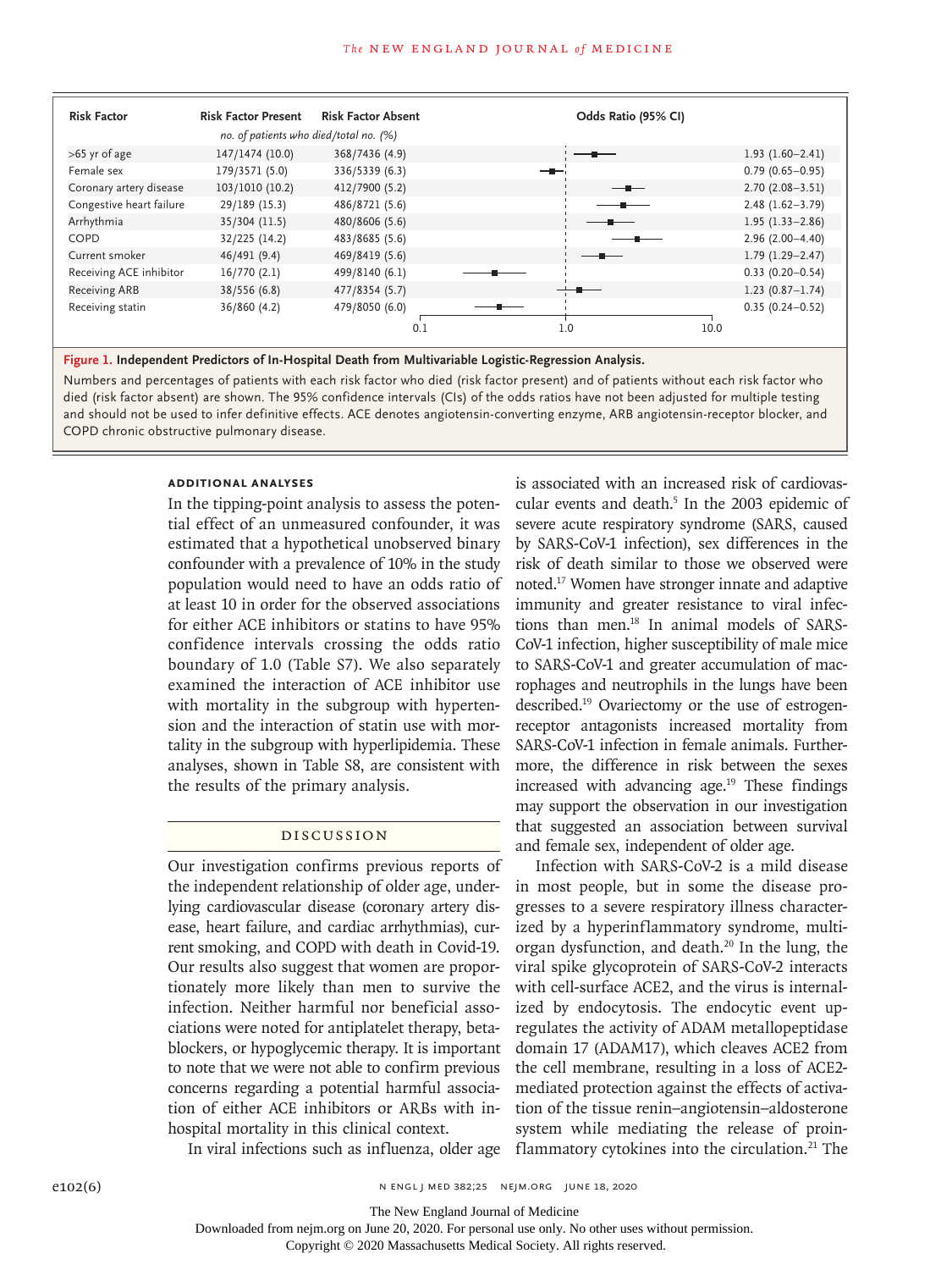| Risk Factor | Risk Factor Present | Risk Factor Absent | Odds Ratio (95% CI) |
|---|---|---|---|
| | *no. of patients who died/total no. (%)* | | |
| >65 yr of age | 147/1474 (10.0) | 368/7436 (4.9) | 1.93 (1.60–2.41) |
| Female sex | 179/3571 (5.0) | 336/5339 (6.3) | 0.79 (0.65–0.95) |
| Coronary artery disease | 103/1010 (10.2) | 412/7900 (5.2) | 2.70 (2.08–3.51) |
| Congestive heart failure | 29/189 (15.3) | 486/8721 (5.6) | 2.48 (1.62–3.79) |
| Arrhythmia | 35/304 (11.5) | 480/8606 (5.6) | 1.95 (1.33–2.86) |
| COPD | 32/225 (14.2) | 483/8685 (5.6) | 2.96 (2.00–4.40) |
| Current smoker | 46/491 (9.4) | 469/8419 (5.6) | 1.79 (1.29–2.47) |
| Receiving ACE inhibitor | 16/770 (2.1) | 499/8140 (6.1) | 0.33 (0.20–0.54) |
| Receiving ARB | 38/556 (6.8) | 477/8354 (5.7) | 1.23 (0.87–1.74) |
| Receiving statin | 36/860 (4.2) | 479/8050 (6.0) | 0.35 (0.24–0.52) |

**Figure 1. Independent Predictors of In-Hospital Death from Multivariable Logistic-Regression Analysis.**

Numbers and percentages of patients with each risk factor who died (risk factor present) and of patients without each risk factor who died (risk factor absent) are shown. The 95% confidence intervals (CIs) of the odds ratios have not been adjusted for multiple testing and should not be used to infer definitive effects. ACE denotes angiotensin-converting enzyme, ARB angiotensin-receptor blocker, and COPD chronic obstructive pulmonary disease.

### ADDITIONAL ANALYSES

In the tipping-point analysis to assess the potential effect of an unmeasured confounder, it was estimated that a hypothetical unobserved binary confounder with a prevalence of 10% in the study population would need to have an odds ratio of at least 10 in order for the observed associations for either ACE inhibitors or statins to have 95% confidence intervals crossing the odds ratio boundary of 1.0 (Table S7). We also separately examined the interaction of ACE inhibitor use with mortality in the subgroup with hypertension and the interaction of statin use with mortality in the subgroup with hyperlipidemia. These analyses, shown in Table S8, are consistent with the results of the primary analysis.

## DISCUSSION

Our investigation confirms previous reports of the independent relationship of older age, underlying cardiovascular disease (coronary artery disease, heart failure, and cardiac arrhythmias), current smoking, and COPD with death in Covid-19. Our results also suggest that women are proportionately more likely than men to survive the infection. Neither harmful nor beneficial associations were noted for antiplatelet therapy, beta-blockers, or hypoglycemic therapy. It is important to note that we were not able to confirm previous concerns regarding a potential harmful association of either ACE inhibitors or ARBs with in-hospital mortality in this clinical context.

In viral infections such as influenza, older age is associated with an increased risk of cardiovascular events and death.[5] In the 2003 epidemic of severe acute respiratory syndrome (SARS, caused by SARS-CoV-1 infection), sex differences in the risk of death similar to those we observed were noted.[17] Women have stronger innate and adaptive immunity and greater resistance to viral infections than men.[18] In animal models of SARS-CoV-1 infection, higher susceptibility of male mice to SARS-CoV-1 and greater accumulation of macrophages and neutrophils in the lungs have been described.[19] Ovariectomy or the use of estrogen-receptor antagonists increased mortality from SARS-CoV-1 infection in female animals. Furthermore, the difference in risk between the sexes increased with advancing age.[19] These findings may support the observation in our investigation that suggested an association between survival and female sex, independent of older age.

Infection with SARS-CoV-2 is a mild disease in most people, but in some the disease progresses to a severe respiratory illness characterized by a hyperinflammatory syndrome, multiorgan dysfunction, and death.[20] In the lung, the viral spike glycoprotein of SARS-CoV-2 interacts with cell-surface ACE2, and the virus is internalized by endocytosis. The endocytic event upregulates the activity of ADAM metallopeptidase domain 17 (ADAM17), which cleaves ACE2 from the cell membrane, resulting in a loss of ACE2-mediated protection against the effects of activation of the tissue renin–angiotensin–aldosterone system while mediating the release of proinflammatory cytokines into the circulation.[21] The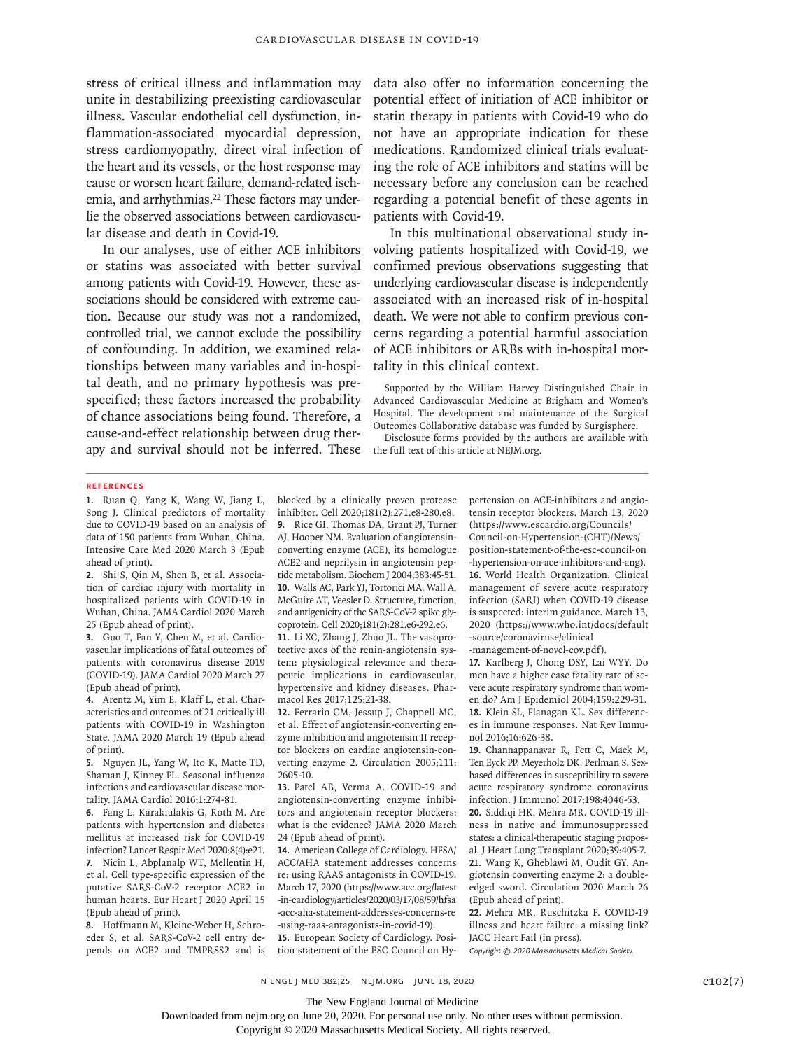stress of critical illness and inflammation may unite in destabilizing preexisting cardiovascular illness. Vascular endothelial cell dysfunction, inflammation-associated myocardial depression, stress cardiomyopathy, direct viral infection of the heart and its vessels, or the host response may cause or worsen heart failure, demand-related ischemia, and arrhythmias.[22] These factors may underlie the observed associations between cardiovascular disease and death in Covid-19.

In our analyses, use of either ACE inhibitors or statins was associated with better survival among patients with Covid-19. However, these associations should be considered with extreme caution. Because our study was not a randomized, controlled trial, we cannot exclude the possibility of confounding. In addition, we examined relationships between many variables and in-hospital death, and no primary hypothesis was prespecified; these factors increased the probability of chance associations being found. Therefore, a cause-and-effect relationship between drug therapy and survival should not be inferred. These data also offer no information concerning the potential effect of initiation of ACE inhibitor or statin therapy in patients with Covid-19 who do not have an appropriate indication for these medications. Randomized clinical trials evaluating the role of ACE inhibitors and statins will be necessary before any conclusion can be reached regarding a potential benefit of these agents in patients with Covid-19.

In this multinational observational study involving patients hospitalized with Covid-19, we confirmed previous observations suggesting that underlying cardiovascular disease is independently associated with an increased risk of in-hospital death. We were not able to confirm previous concerns regarding a potential harmful association of ACE inhibitors or ARBs with in-hospital mortality in this clinical context.

Supported by the William Harvey Distinguished Chair in Advanced Cardiovascular Medicine at Brigham and Women's Hospital. The development and maintenance of the Surgical Outcomes Collaborative database was funded by Surgisphere.

Disclosure forms provided by the authors are available with the full text of this article at NEJM.org.

## References

1. Ruan Q, Yang K, Wang W, Jiang L, Song J. Clinical predictors of mortality due to COVID-19 based on an analysis of data of 150 patients from Wuhan, China. Intensive Care Med 2020 March 3 (Epub ahead of print).
2. Shi S, Qin M, Shen B, et al. Association of cardiac injury with mortality in hospitalized patients with COVID-19 in Wuhan, China. JAMA Cardiol 2020 March 25 (Epub ahead of print).
3. Guo T, Fan Y, Chen M, et al. Cardiovascular implications of fatal outcomes of patients with coronavirus disease 2019 (COVID-19). JAMA Cardiol 2020 March 27 (Epub ahead of print).
4. Arentz M, Yim E, Klaff L, et al. Characteristics and outcomes of 21 critically ill patients with COVID-19 in Washington State. JAMA 2020 March 19 (Epub ahead of print).
5. Nguyen JL, Yang W, Ito K, Matte TD, Shaman J, Kinney PL. Seasonal influenza infections and cardiovascular disease mortality. JAMA Cardiol 2016;1:274-81.
6. Fang L, Karakiulakis G, Roth M. Are patients with hypertension and diabetes mellitus at increased risk for COVID-19 infection? Lancet Respir Med 2020;8(4):e21.
7. Nicin L, Abplanalp WT, Mellentin H, et al. Cell type-specific expression of the putative SARS-CoV-2 receptor ACE2 in human hearts. Eur Heart J 2020 April 15 (Epub ahead of print).
8. Hoffmann M, Kleine-Weber H, Schroeder S, et al. SARS-CoV-2 cell entry depends on ACE2 and TMPRSS2 and is blocked by a clinically proven protease inhibitor. Cell 2020;181(2):271.e8-280.e8.
9. Rice GI, Thomas DA, Grant PJ, Turner AJ, Hooper NM. Evaluation of angiotensin-converting enzyme (ACE), its homologue ACE2 and neprilysin in angiotensin peptide metabolism. Biochem J 2004;383:45-51.
10. Walls AC, Park YJ, Tortorici MA, Wall A, McGuire AT, Veesler D. Structure, function, and antigenicity of the SARS-CoV-2 spike glycoprotein. Cell 2020;181(2):281.e6-292.e6.
11. Li XC, Zhang J, Zhuo JL. The vasoprotective axes of the renin-angiotensin system: physiological relevance and therapeutic implications in cardiovascular, hypertensive and kidney diseases. Pharmacol Res 2017;125:21-38.
12. Ferrario CM, Jessup J, Chappell MC, et al. Effect of angiotensin-converting enzyme inhibition and angiotensin II receptor blockers on cardiac angiotensin-converting enzyme 2. Circulation 2005;111:2605-10.
13. Patel AB, Verma A. COVID-19 and angiotensin-converting enzyme inhibitors and angiotensin receptor blockers: what is the evidence? JAMA 2020 March 24 (Epub ahead of print).
14. American College of Cardiology. HFSA/ACC/AHA statement addresses concerns re: using RAAS antagonists in COVID-19. March 17, 2020 (https://www.acc.org/latest-in-cardiology/articles/2020/03/17/08/59/hfsa-acc-aha-statement-addresses-concerns-re-using-raas-antagonists-in-covid-19).
15. European Society of Cardiology. Position statement of the ESC Council on Hypertension on ACE-inhibitors and angiotensin receptor blockers. March 13, 2020 (https://www.escardio.org/Councils/Council-on-Hypertension-(CHT)/News/position-statement-of-the-esc-council-on-hypertension-on-ace-inhibitors-and-ang).
16. World Health Organization. Clinical management of severe acute respiratory infection (SARI) when COVID-19 disease is suspected: interim guidance. March 13, 2020 (https://www.who.int/docs/default-source/coronaviruse/clinical-management-of-novel-cov.pdf).
17. Karlberg J, Chong DSY, Lai WYY. Do men have a higher case fatality rate of severe acute respiratory syndrome than women do? Am J Epidemiol 2004;159:229-31.
18. Klein SL, Flanagan KL. Sex differences in immune responses. Nat Rev Immunol 2016;16:626-38.
19. Channappanavar R, Fett C, Mack M, Ten Eyck PP, Meyerholz DK, Perlman S. Sex-based differences in susceptibility to severe acute respiratory syndrome coronavirus infection. J Immunol 2017;198:4046-53.
20. Siddiqi HK, Mehra MR. COVID-19 illness in native and immunosuppressed states: a clinical-therapeutic staging proposal. J Heart Lung Transplant 2020;39:405-7.
21. Wang K, Gheblawi M, Oudit GY. Angiotensin converting enzyme 2: a double-edged sword. Circulation 2020 March 26 (Epub ahead of print).
22. Mehra MR, Ruschitzka F. COVID-19 illness and heart failure: a missing link? JACC Heart Fail (in press).

*Copyright © 2020 Massachusetts Medical Society.*